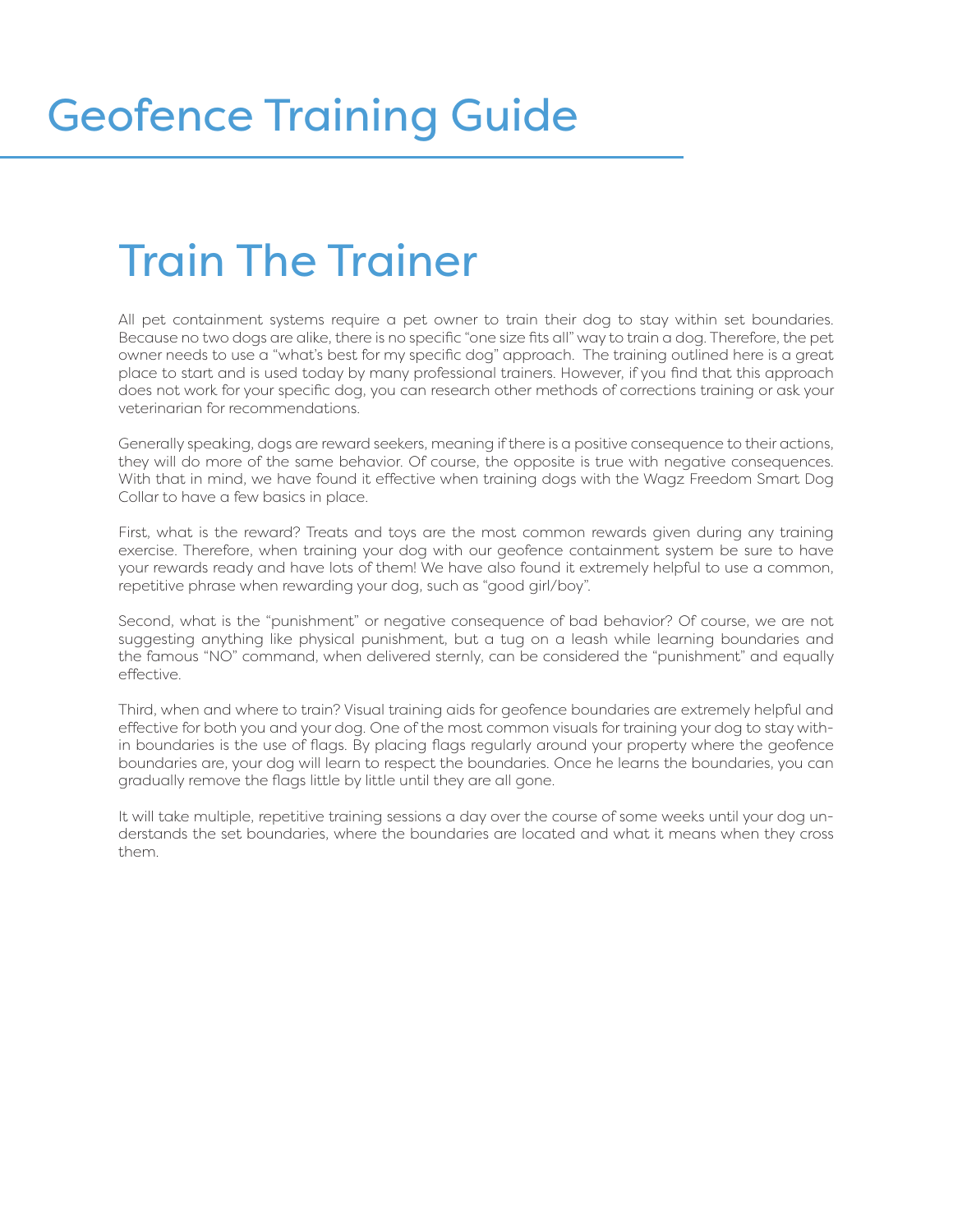# Geofence Training Guide

## Train The Trainer

All pet containment systems require a pet owner to train their dog to stay within set boundaries. Because no two dogs are alike, there is no specific "one size fits all" way to train a dog. Therefore, the pet owner needs to use a "what's best for my specific dog" approach. The training outlined here is a great place to start and is used today by many professional trainers. However, if you find that this approach does not work for your specific dog, you can research other methods of corrections training or ask your veterinarian for recommendations.

Generally speaking, dogs are reward seekers, meaning if there is a positive consequence to their actions, they will do more of the same behavior. Of course, the opposite is true with negative consequences. With that in mind, we have found it effective when training dogs with the Wagz Freedom Smart Dog Collar to have a few basics in place.

First, what is the reward? Treats and toys are the most common rewards given during any training exercise. Therefore, when training your dog with our geofence containment system be sure to have your rewards ready and have lots of them! We have also found it extremely helpful to use a common, repetitive phrase when rewarding your dog, such as "good girl/boy".

Second, what is the "punishment" or negative consequence of bad behavior? Of course, we are not suggesting anything like physical punishment, but a tug on a leash while learning boundaries and the famous "NO" command, when delivered sternly, can be considered the "punishment" and equally effective.

Third, when and where to train? Visual training aids for geofence boundaries are extremely helpful and effective for both you and your dog. One of the most common visuals for training your dog to stay within boundaries is the use of flags. By placing flags regularly around your property where the geofence boundaries are, your dog will learn to respect the boundaries. Once he learns the boundaries, you can gradually remove the flags little by little until they are all gone.

It will take multiple, repetitive training sessions a day over the course of some weeks until your dog understands the set boundaries, where the boundaries are located and what it means when they cross them.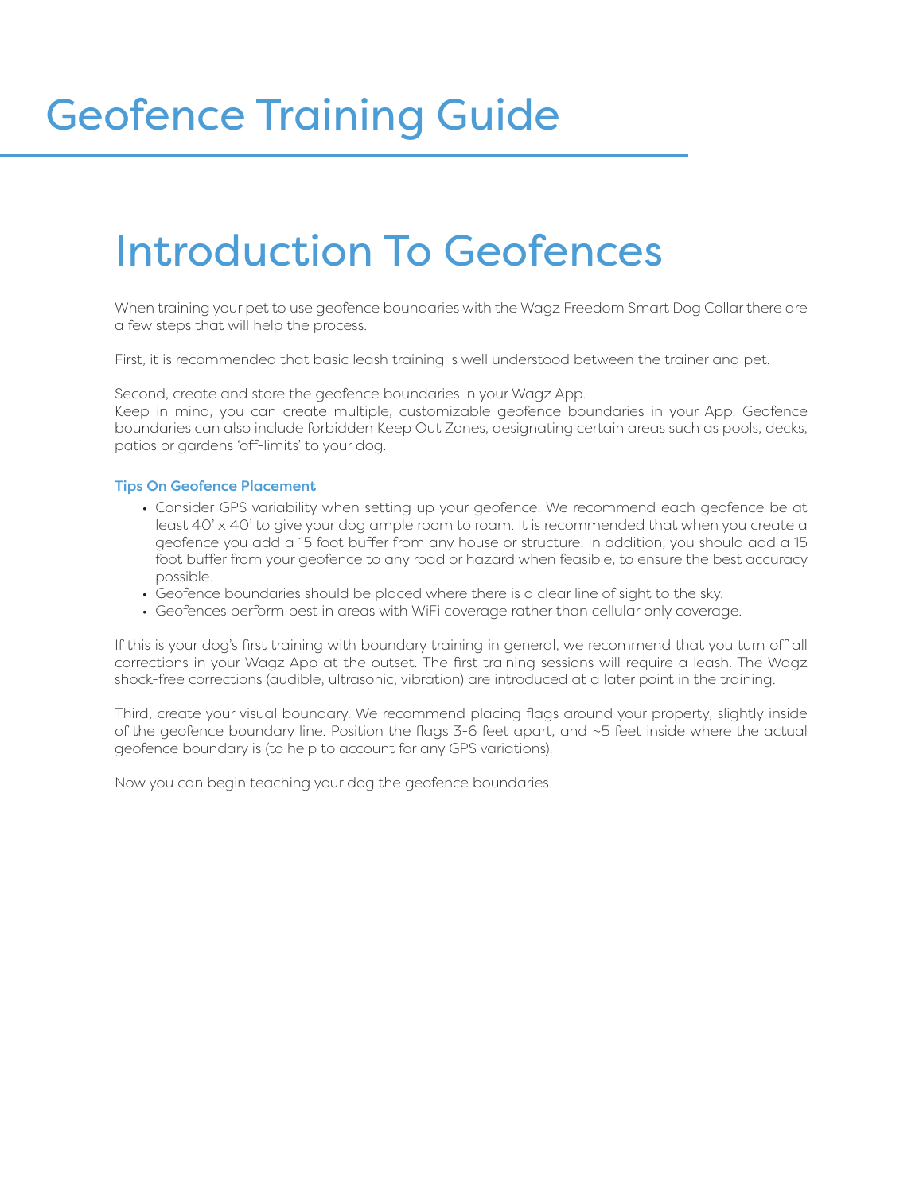# Geofence Training Guide

## Introduction To Geofences

When training your pet to use geofence boundaries with the Wagz Freedom Smart Dog Collar there are a few steps that will help the process.

First, it is recommended that basic leash training is well understood between the trainer and pet.

Second, create and store the geofence boundaries in your Wagz App.
Keep in mind, you can create multiple, customizable geofence boundaries in your App. Geofence boundaries can also include forbidden Keep Out Zones, designating certain areas such as pools, decks, patios or gardens 'off-limits' to your dog.

### Tips On Geofence Placement

- Consider GPS variability when setting up your geofence. We recommend each geofence be at least 40' x 40' to give your dog ample room to roam. It is recommended that when you create a geofence you add a 15 foot buffer from any house or structure. In addition, you should add a 15 foot buffer from your geofence to any road or hazard when feasible, to ensure the best accuracy possible.
- Geofence boundaries should be placed where there is a clear line of sight to the sky.
- Geofences perform best in areas with WiFi coverage rather than cellular only coverage.

If this is your dog's first training with boundary training in general, we recommend that you turn off all corrections in your Wagz App at the outset. The first training sessions will require a leash. The Wagz shock-free corrections (audible, ultrasonic, vibration) are introduced at a later point in the training.

Third, create your visual boundary. We recommend placing flags around your property, slightly inside of the geofence boundary line. Position the flags 3-6 feet apart, and ~5 feet inside where the actual geofence boundary is (to help to account for any GPS variations).

Now you can begin teaching your dog the geofence boundaries.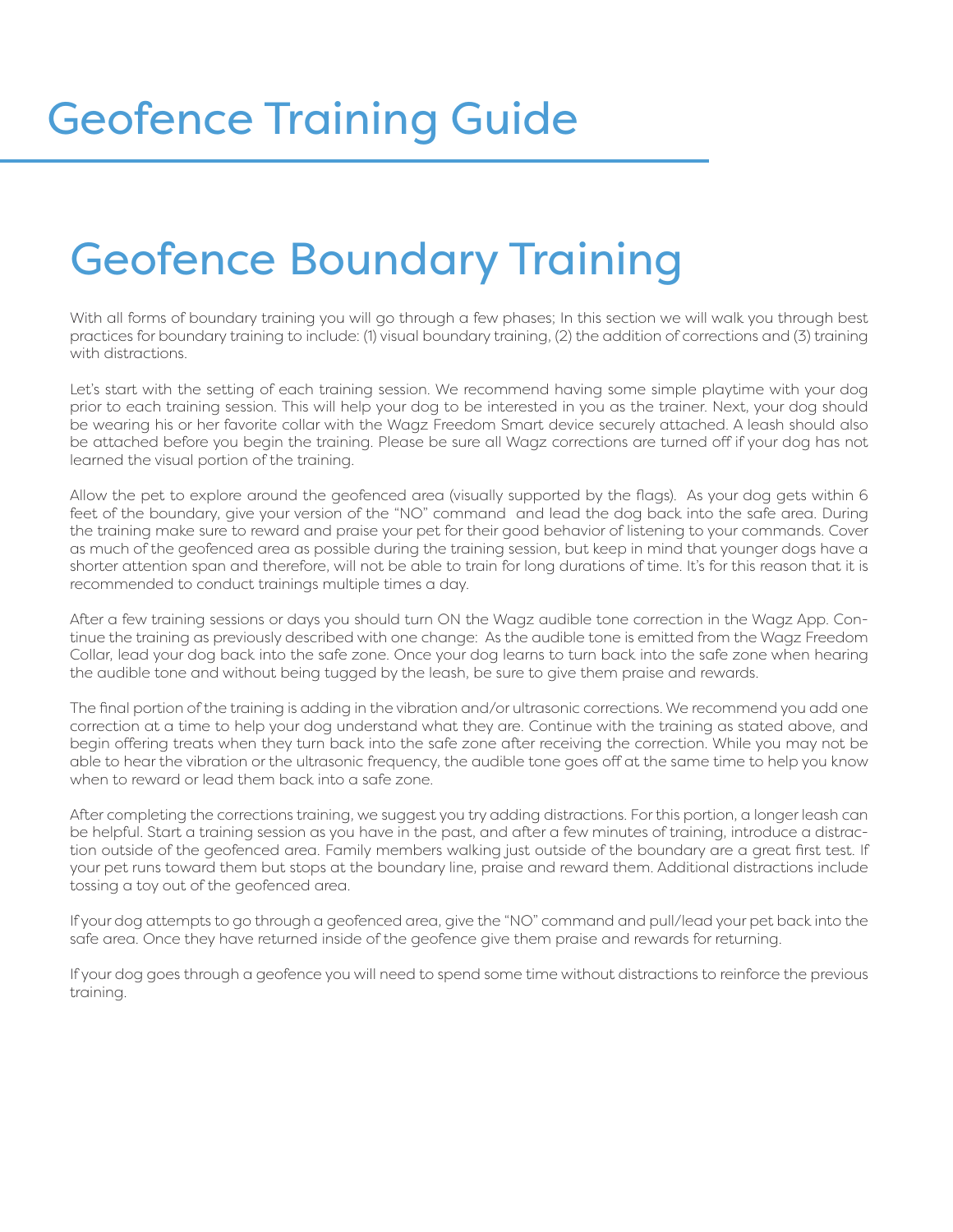# Geofence Training Guide

## Geofence Boundary Training

With all forms of boundary training you will go through a few phases; In this section we will walk you through best practices for boundary training to include: (1) visual boundary training, (2) the addition of corrections and (3) training with distractions.

Let's start with the setting of each training session. We recommend having some simple playtime with your dog prior to each training session. This will help your dog to be interested in you as the trainer. Next, your dog should be wearing his or her favorite collar with the Wagz Freedom Smart device securely attached. A leash should also be attached before you begin the training. Please be sure all Wagz corrections are turned off if your dog has not learned the visual portion of the training.

Allow the pet to explore around the geofenced area (visually supported by the flags). As your dog gets within 6 feet of the boundary, give your version of the "NO" command and lead the dog back into the safe area. During the training make sure to reward and praise your pet for their good behavior of listening to your commands. Cover as much of the geofenced area as possible during the training session, but keep in mind that younger dogs have a shorter attention span and therefore, will not be able to train for long durations of time. It's for this reason that it is recommended to conduct trainings multiple times a day.

After a few training sessions or days you should turn ON the Wagz audible tone correction in the Wagz App. Continue the training as previously described with one change: As the audible tone is emitted from the Wagz Freedom Collar, lead your dog back into the safe zone. Once your dog learns to turn back into the safe zone when hearing the audible tone and without being tugged by the leash, be sure to give them praise and rewards.

The final portion of the training is adding in the vibration and/or ultrasonic corrections. We recommend you add one correction at a time to help your dog understand what they are. Continue with the training as stated above, and begin offering treats when they turn back into the safe zone after receiving the correction. While you may not be able to hear the vibration or the ultrasonic frequency, the audible tone goes off at the same time to help you know when to reward or lead them back into a safe zone.

After completing the corrections training, we suggest you try adding distractions. For this portion, a longer leash can be helpful. Start a training session as you have in the past, and after a few minutes of training, introduce a distraction outside of the geofenced area. Family members walking just outside of the boundary are a great first test. If your pet runs toward them but stops at the boundary line, praise and reward them. Additional distractions include tossing a toy out of the geofenced area.

If your dog attempts to go through a geofenced area, give the "NO" command and pull/lead your pet back into the safe area. Once they have returned inside of the geofence give them praise and rewards for returning.

If your dog goes through a geofence you will need to spend some time without distractions to reinforce the previous training.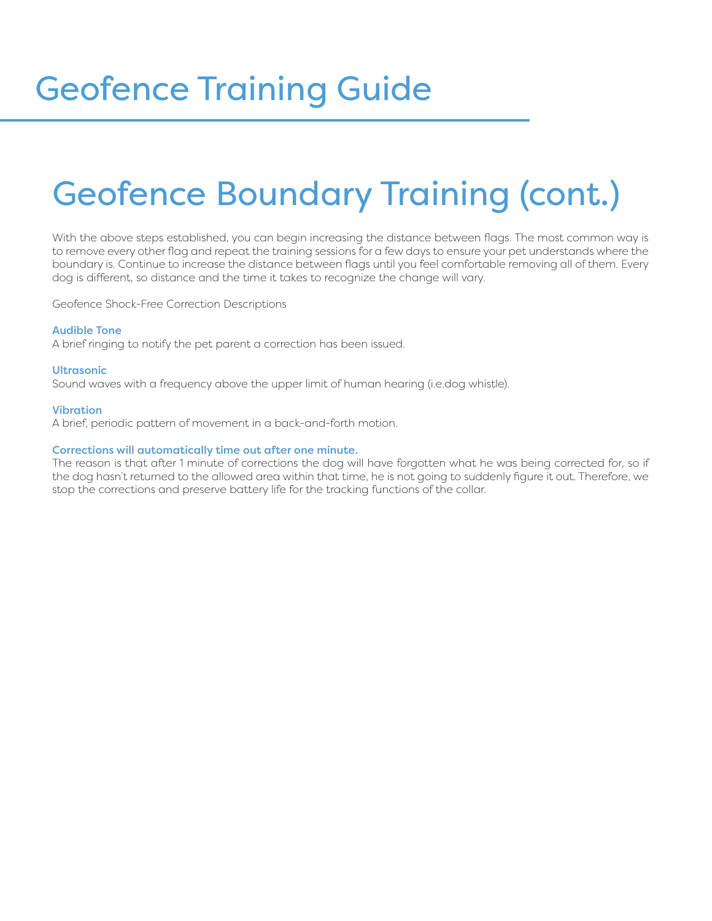# Geofence Training Guide

## Geofence Boundary Training (cont.)

With the above steps established, you can begin increasing the distance between flags. The most common way is to remove every other flag and repeat the training sessions for a few days to ensure your pet understands where the boundary is. Continue to increase the distance between flags until you feel comfortable removing all of them. Every dog is different, so distance and the time it takes to recognize the change will vary.

Geofence Shock-Free Correction Descriptions

**Audible Tone**
A brief ringing to notify the pet parent a correction has been issued.

**Ultrasonic**
Sound waves with a frequency above the upper limit of human hearing (i.e.dog whistle).

**Vibration**
A brief, periodic pattern of movement in a back-and-forth motion.

**Corrections will automatically time out after one minute.**
The reason is that after 1 minute of corrections the dog will have forgotten what he was being corrected for, so if the dog hasn't returned to the allowed area within that time, he is not going to suddenly figure it out. Therefore, we stop the corrections and preserve battery life for the tracking functions of the collar.